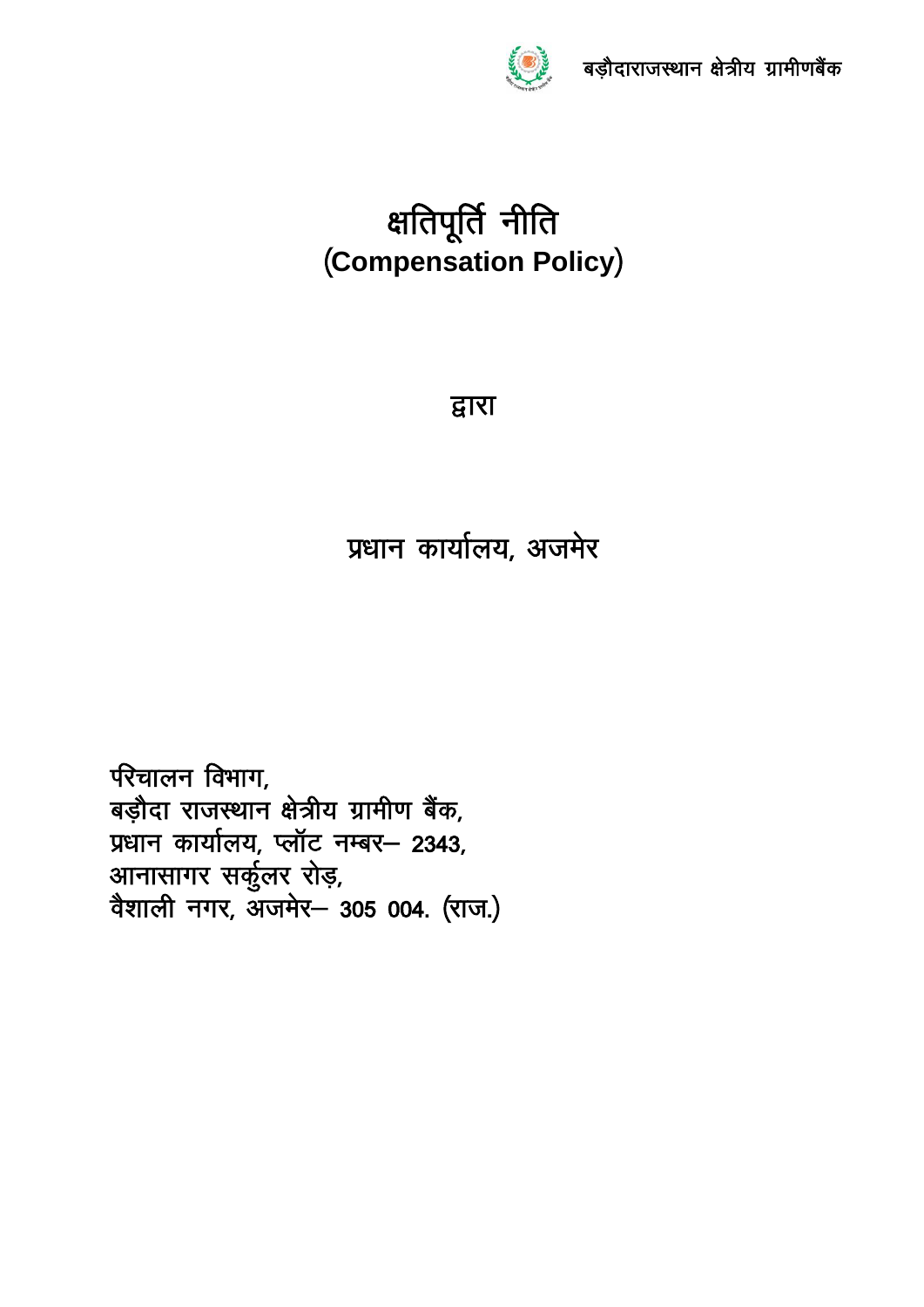बड़ौदाराजस्थान क्षेत्रीय ग्रामीणबैंक

# क्षतिपूर्ति नीति
## (Compensation Policy)

द्वारा

प्रधान कार्यालय, अजमेर

परिचालन विभाग,
बड़ौदा राजस्थान क्षेत्रीय ग्रामीण बैंक,
प्रधान कार्यालय, प्लॉट नम्बर– 2343,
आनासागर सर्कुलर रोड़,
वैशाली नगर, अजमेर– 305 004. (राज.)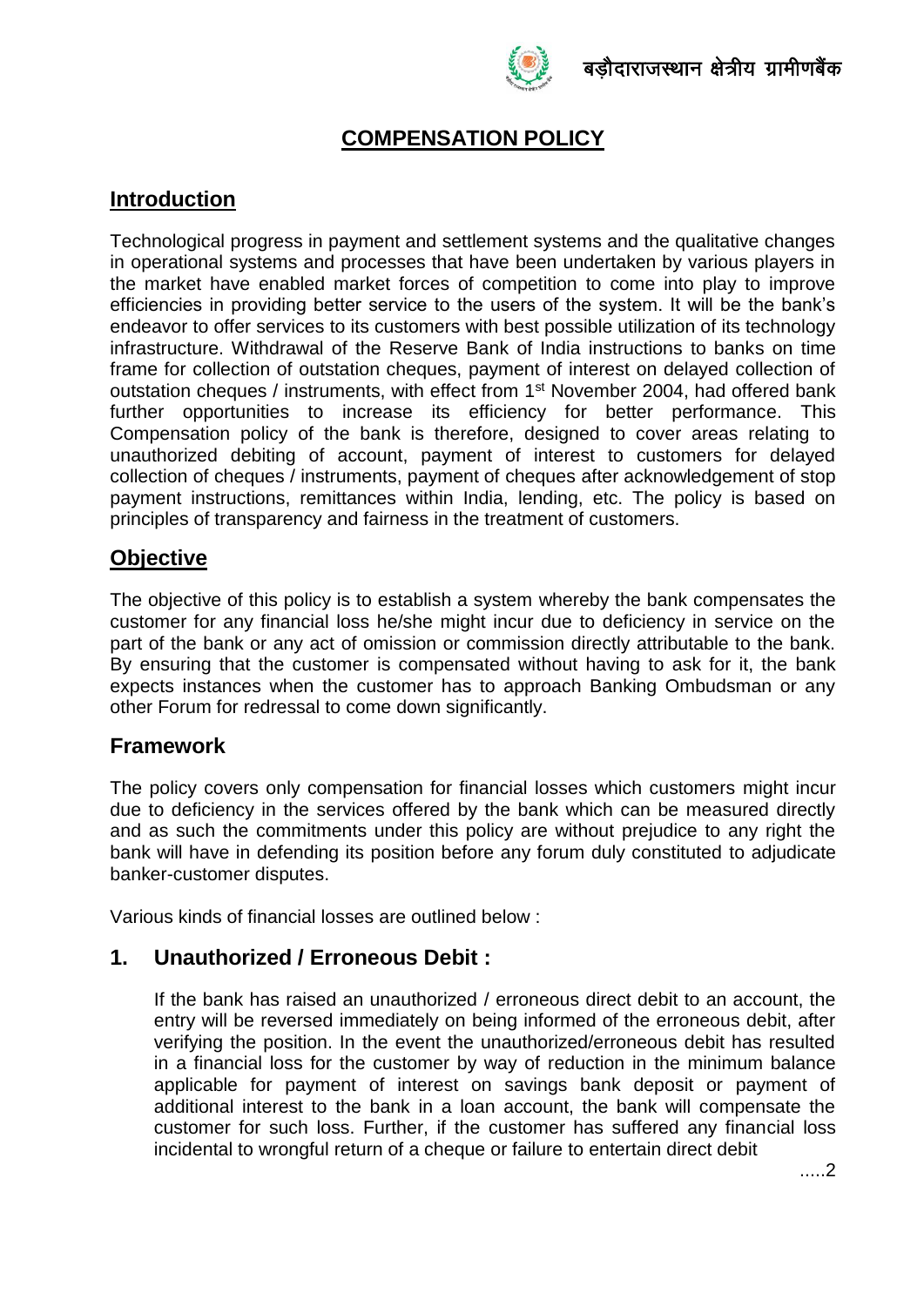# COMPENSATION POLICY

## Introduction

Technological progress in payment and settlement systems and the qualitative changes in operational systems and processes that have been undertaken by various players in the market have enabled market forces of competition to come into play to improve efficiencies in providing better service to the users of the system. It will be the bank's endeavor to offer services to its customers with best possible utilization of its technology infrastructure. Withdrawal of the Reserve Bank of India instructions to banks on time frame for collection of outstation cheques, payment of interest on delayed collection of outstation cheques / instruments, with effect from 1st November 2004, had offered bank further opportunities to increase its efficiency for better performance. This Compensation policy of the bank is therefore, designed to cover areas relating to unauthorized debiting of account, payment of interest to customers for delayed collection of cheques / instruments, payment of cheques after acknowledgement of stop payment instructions, remittances within India, lending, etc. The policy is based on principles of transparency and fairness in the treatment of customers.

## Objective

The objective of this policy is to establish a system whereby the bank compensates the customer for any financial loss he/she might incur due to deficiency in service on the part of the bank or any act of omission or commission directly attributable to the bank. By ensuring that the customer is compensated without having to ask for it, the bank expects instances when the customer has to approach Banking Ombudsman or any other Forum for redressal to come down significantly.

## Framework

The policy covers only compensation for financial losses which customers might incur due to deficiency in the services offered by the bank which can be measured directly and as such the commitments under this policy are without prejudice to any right the bank will have in defending its position before any forum duly constituted to adjudicate banker-customer disputes.

Various kinds of financial losses are outlined below :

## 1. Unauthorized / Erroneous Debit :

If the bank has raised an unauthorized / erroneous direct debit to an account, the entry will be reversed immediately on being informed of the erroneous debit, after verifying the position. In the event the unauthorized/erroneous debit has resulted in a financial loss for the customer by way of reduction in the minimum balance applicable for payment of interest on savings bank deposit or payment of additional interest to the bank in a loan account, the bank will compensate the customer for such loss. Further, if the customer has suffered any financial loss incidental to wrongful return of a cheque or failure to entertain direct debit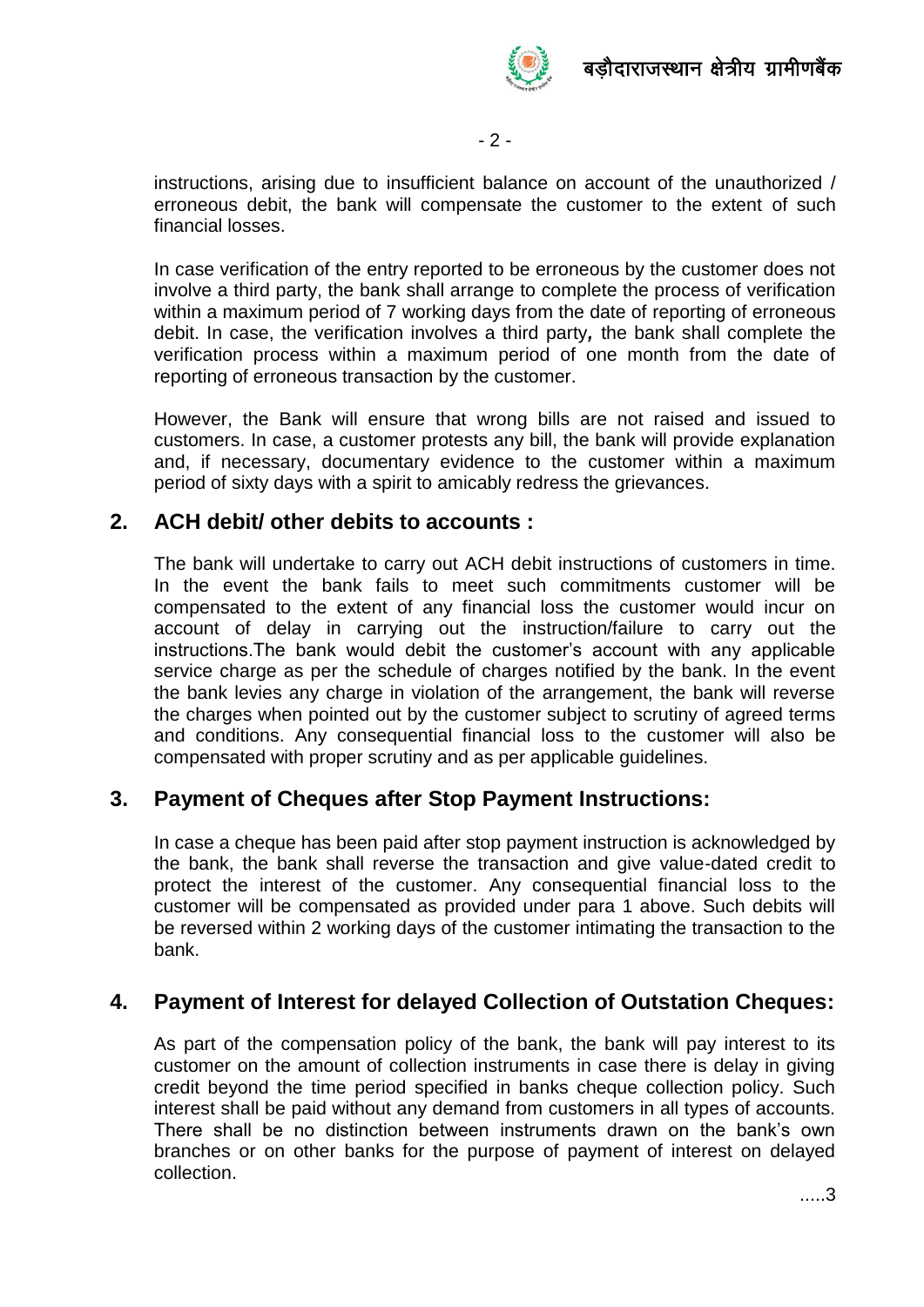instructions, arising due to insufficient balance on account of the unauthorized / erroneous debit, the bank will compensate the customer to the extent of such financial losses.

In case verification of the entry reported to be erroneous by the customer does not involve a third party, the bank shall arrange to complete the process of verification within a maximum period of 7 working days from the date of reporting of erroneous debit. In case, the verification involves a third party*,* the bank shall complete the verification process within a maximum period of one month from the date of reporting of erroneous transaction by the customer.

However, the Bank will ensure that wrong bills are not raised and issued to customers. In case, a customer protests any bill, the bank will provide explanation and, if necessary, documentary evidence to the customer within a maximum period of sixty days with a spirit to amicably redress the grievances.

## 2. ACH debit/ other debits to accounts :

The bank will undertake to carry out ACH debit instructions of customers in time. In the event the bank fails to meet such commitments customer will be compensated to the extent of any financial loss the customer would incur on account of delay in carrying out the instruction/failure to carry out the instructions.The bank would debit the customer's account with any applicable service charge as per the schedule of charges notified by the bank. In the event the bank levies any charge in violation of the arrangement, the bank will reverse the charges when pointed out by the customer subject to scrutiny of agreed terms and conditions. Any consequential financial loss to the customer will also be compensated with proper scrutiny and as per applicable guidelines.

## 3. Payment of Cheques after Stop Payment Instructions:

In case a cheque has been paid after stop payment instruction is acknowledged by the bank, the bank shall reverse the transaction and give value-dated credit to protect the interest of the customer. Any consequential financial loss to the customer will be compensated as provided under para 1 above. Such debits will be reversed within 2 working days of the customer intimating the transaction to the bank.

## 4. Payment of Interest for delayed Collection of Outstation Cheques:

As part of the compensation policy of the bank, the bank will pay interest to its customer on the amount of collection instruments in case there is delay in giving credit beyond the time period specified in banks cheque collection policy. Such interest shall be paid without any demand from customers in all types of accounts. There shall be no distinction between instruments drawn on the bank's own branches or on other banks for the purpose of payment of interest on delayed collection.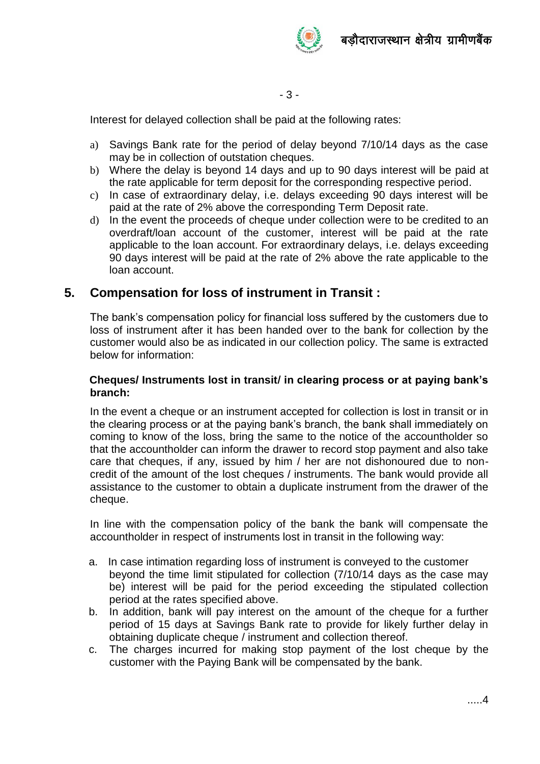Interest for delayed collection shall be paid at the following rates:

a) Savings Bank rate for the period of delay beyond 7/10/14 days as the case may be in collection of outstation cheques.
b) Where the delay is beyond 14 days and up to 90 days interest will be paid at the rate applicable for term deposit for the corresponding respective period.
c) In case of extraordinary delay, i.e. delays exceeding 90 days interest will be paid at the rate of 2% above the corresponding Term Deposit rate.
d) In the event the proceeds of cheque under collection were to be credited to an overdraft/loan account of the customer, interest will be paid at the rate applicable to the loan account. For extraordinary delays, i.e. delays exceeding 90 days interest will be paid at the rate of 2% above the rate applicable to the loan account.

## 5. Compensation for loss of instrument in Transit :

The bank's compensation policy for financial loss suffered by the customers due to loss of instrument after it has been handed over to the bank for collection by the customer would also be as indicated in our collection policy. The same is extracted below for information:

**Cheques/ Instruments lost in transit/ in clearing process or at paying bank's branch:**

In the event a cheque or an instrument accepted for collection is lost in transit or in the clearing process or at the paying bank's branch, the bank shall immediately on coming to know of the loss, bring the same to the notice of the accountholder so that the accountholder can inform the drawer to record stop payment and also take care that cheques, if any, issued by him / her are not dishonoured due to non-credit of the amount of the lost cheques / instruments. The bank would provide all assistance to the customer to obtain a duplicate instrument from the drawer of the cheque.

In line with the compensation policy of the bank the bank will compensate the accountholder in respect of instruments lost in transit in the following way:

a. In case intimation regarding loss of instrument is conveyed to the customer beyond the time limit stipulated for collection (7/10/14 days as the case may be) interest will be paid for the period exceeding the stipulated collection period at the rates specified above.
b. In addition, bank will pay interest on the amount of the cheque for a further period of 15 days at Savings Bank rate to provide for likely further delay in obtaining duplicate cheque / instrument and collection thereof.
c. The charges incurred for making stop payment of the lost cheque by the customer with the Paying Bank will be compensated by the bank.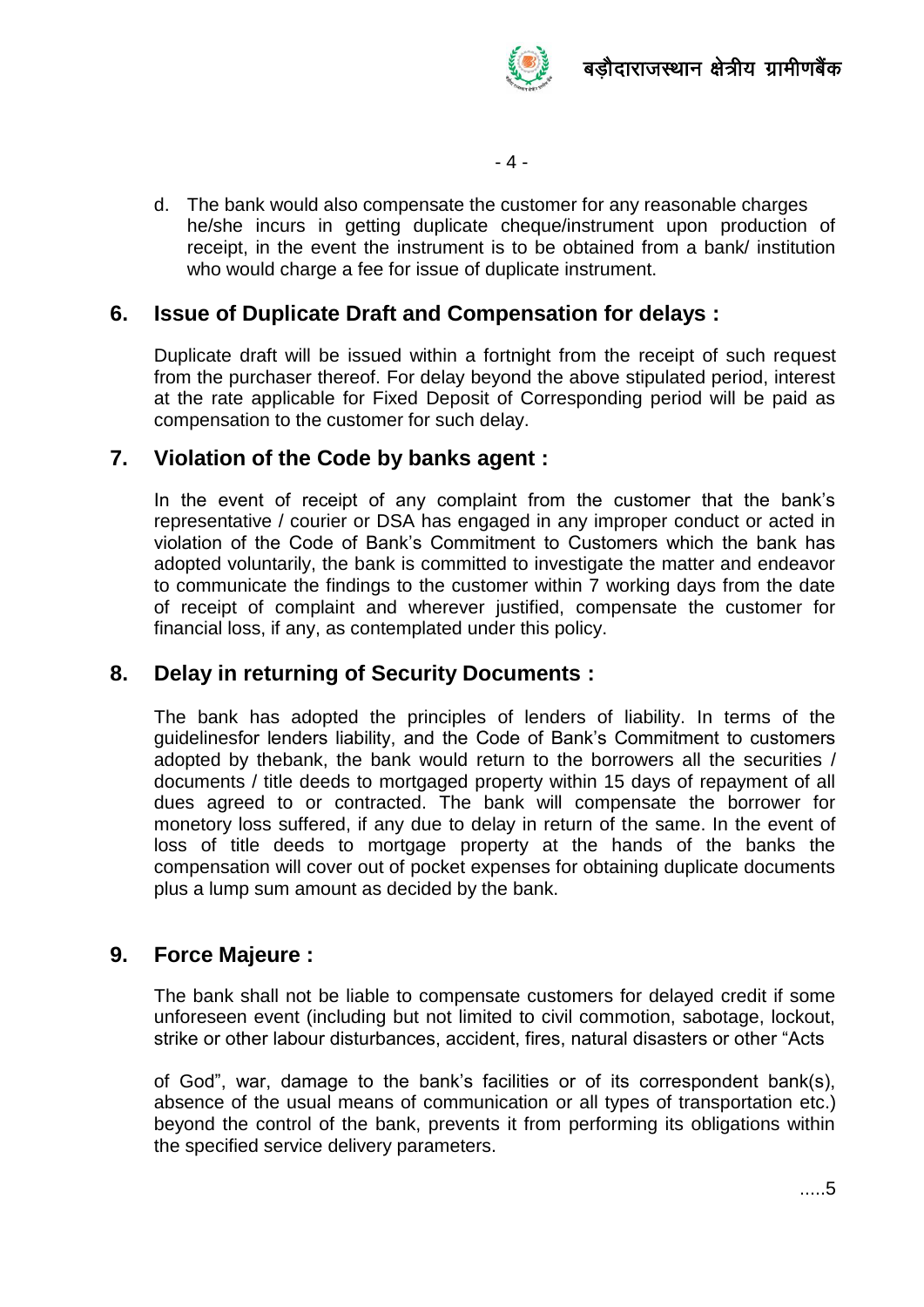d. The bank would also compensate the customer for any reasonable charges he/she incurs in getting duplicate cheque/instrument upon production of receipt, in the event the instrument is to be obtained from a bank/ institution who would charge a fee for issue of duplicate instrument.

## 6. Issue of Duplicate Draft and Compensation for delays :

Duplicate draft will be issued within a fortnight from the receipt of such request from the purchaser thereof. For delay beyond the above stipulated period, interest at the rate applicable for Fixed Deposit of Corresponding period will be paid as compensation to the customer for such delay.

## 7. Violation of the Code by banks agent :

In the event of receipt of any complaint from the customer that the bank's representative / courier or DSA has engaged in any improper conduct or acted in violation of the Code of Bank's Commitment to Customers which the bank has adopted voluntarily, the bank is committed to investigate the matter and endeavor to communicate the findings to the customer within 7 working days from the date of receipt of complaint and wherever justified, compensate the customer for financial loss, if any, as contemplated under this policy.

## 8. Delay in returning of Security Documents :

The bank has adopted the principles of lenders of liability. In terms of the guidelinesfor lenders liability, and the Code of Bank's Commitment to customers adopted by thebank, the bank would return to the borrowers all the securities / documents / title deeds to mortgaged property within 15 days of repayment of all dues agreed to or contracted. The bank will compensate the borrower for monetory loss suffered, if any due to delay in return of the same. In the event of loss of title deeds to mortgage property at the hands of the banks the compensation will cover out of pocket expenses for obtaining duplicate documents plus a lump sum amount as decided by the bank.

## 9. Force Majeure :

The bank shall not be liable to compensate customers for delayed credit if some unforeseen event (including but not limited to civil commotion, sabotage, lockout, strike or other labour disturbances, accident, fires, natural disasters or other "Acts of God", war, damage to the bank's facilities or of its correspondent bank(s), absence of the usual means of communication or all types of transportation etc.) beyond the control of the bank, prevents it from performing its obligations within the specified service delivery parameters.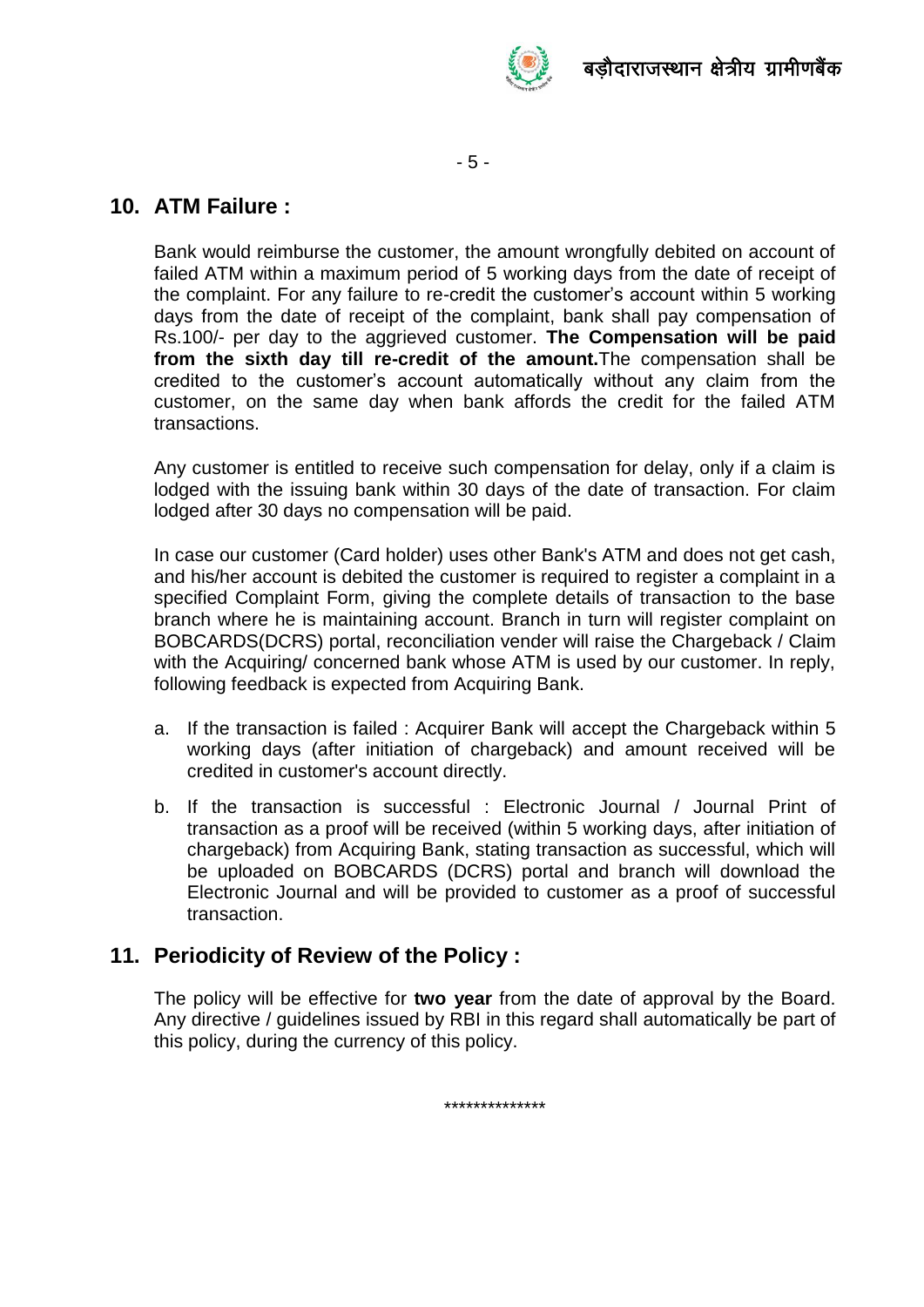## 10. ATM Failure :

Bank would reimburse the customer, the amount wrongfully debited on account of failed ATM within a maximum period of 5 working days from the date of receipt of the complaint. For any failure to re-credit the customer's account within 5 working days from the date of receipt of the complaint, bank shall pay compensation of Rs.100/- per day to the aggrieved customer. **The Compensation will be paid from the sixth day till re-credit of the amount.**The compensation shall be credited to the customer's account automatically without any claim from the customer, on the same day when bank affords the credit for the failed ATM transactions.

Any customer is entitled to receive such compensation for delay, only if a claim is lodged with the issuing bank within 30 days of the date of transaction. For claim lodged after 30 days no compensation will be paid.

In case our customer (Card holder) uses other Bank's ATM and does not get cash, and his/her account is debited the customer is required to register a complaint in a specified Complaint Form, giving the complete details of transaction to the base branch where he is maintaining account. Branch in turn will register complaint on BOBCARDS(DCRS) portal, reconciliation vender will raise the Chargeback / Claim with the Acquiring/ concerned bank whose ATM is used by our customer. In reply, following feedback is expected from Acquiring Bank.

a. If the transaction is failed : Acquirer Bank will accept the Chargeback within 5 working days (after initiation of chargeback) and amount received will be credited in customer's account directly.

b. If the transaction is successful : Electronic Journal / Journal Print of transaction as a proof will be received (within 5 working days, after initiation of chargeback) from Acquiring Bank, stating transaction as successful, which will be uploaded on BOBCARDS (DCRS) portal and branch will download the Electronic Journal and will be provided to customer as a proof of successful transaction.

## 11. Periodicity of Review of the Policy :

The policy will be effective for **two year** from the date of approval by the Board. Any directive / guidelines issued by RBI in this regard shall automatically be part of this policy, during the currency of this policy.

**************